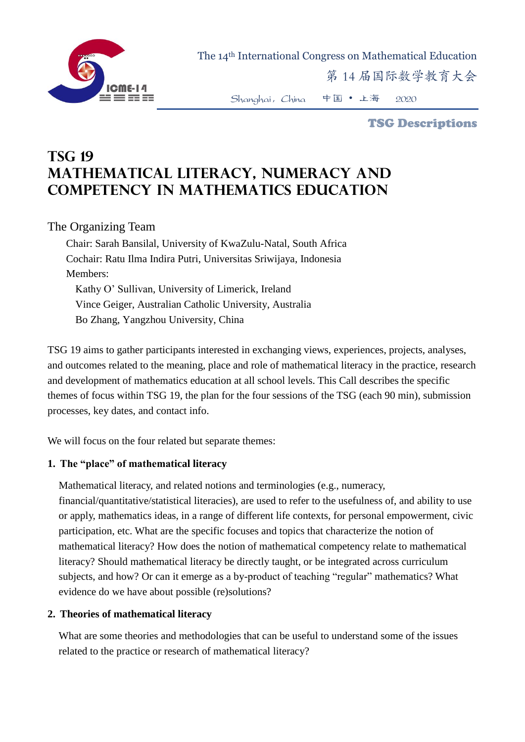# TSG 19
# MATHEMATICAL LITERACY, NUMERACY AND COMPETENCY IN MATHEMATICS EDUCATION

## The Organizing Team

Chair: Sarah Bansilal, University of KwaZulu-Natal, South Africa
Cochair: Ratu Ilma Indira Putri, Universitas Sriwijaya, Indonesia
Members:
Kathy O' Sullivan, University of Limerick, Ireland
Vince Geiger, Australian Catholic University, Australia
Bo Zhang, Yangzhou University, China

TSG 19 aims to gather participants interested in exchanging views, experiences, projects, analyses, and outcomes related to the meaning, place and role of mathematical literacy in the practice, research and development of mathematics education at all school levels. This Call describes the specific themes of focus within TSG 19, the plan for the four sessions of the TSG (each 90 min), submission processes, key dates, and contact info.

We will focus on the four related but separate themes:

**1. The "place" of mathematical literacy**

Mathematical literacy, and related notions and terminologies (e.g., numeracy, financial/quantitative/statistical literacies), are used to refer to the usefulness of, and ability to use or apply, mathematics ideas, in a range of different life contexts, for personal empowerment, civic participation, etc. What are the specific focuses and topics that characterize the notion of mathematical literacy? How does the notion of mathematical competency relate to mathematical literacy? Should mathematical literacy be directly taught, or be integrated across curriculum subjects, and how? Or can it emerge as a by-product of teaching "regular" mathematics? What evidence do we have about possible (re)solutions?

**2. Theories of mathematical literacy**

What are some theories and methodologies that can be useful to understand some of the issues related to the practice or research of mathematical literacy?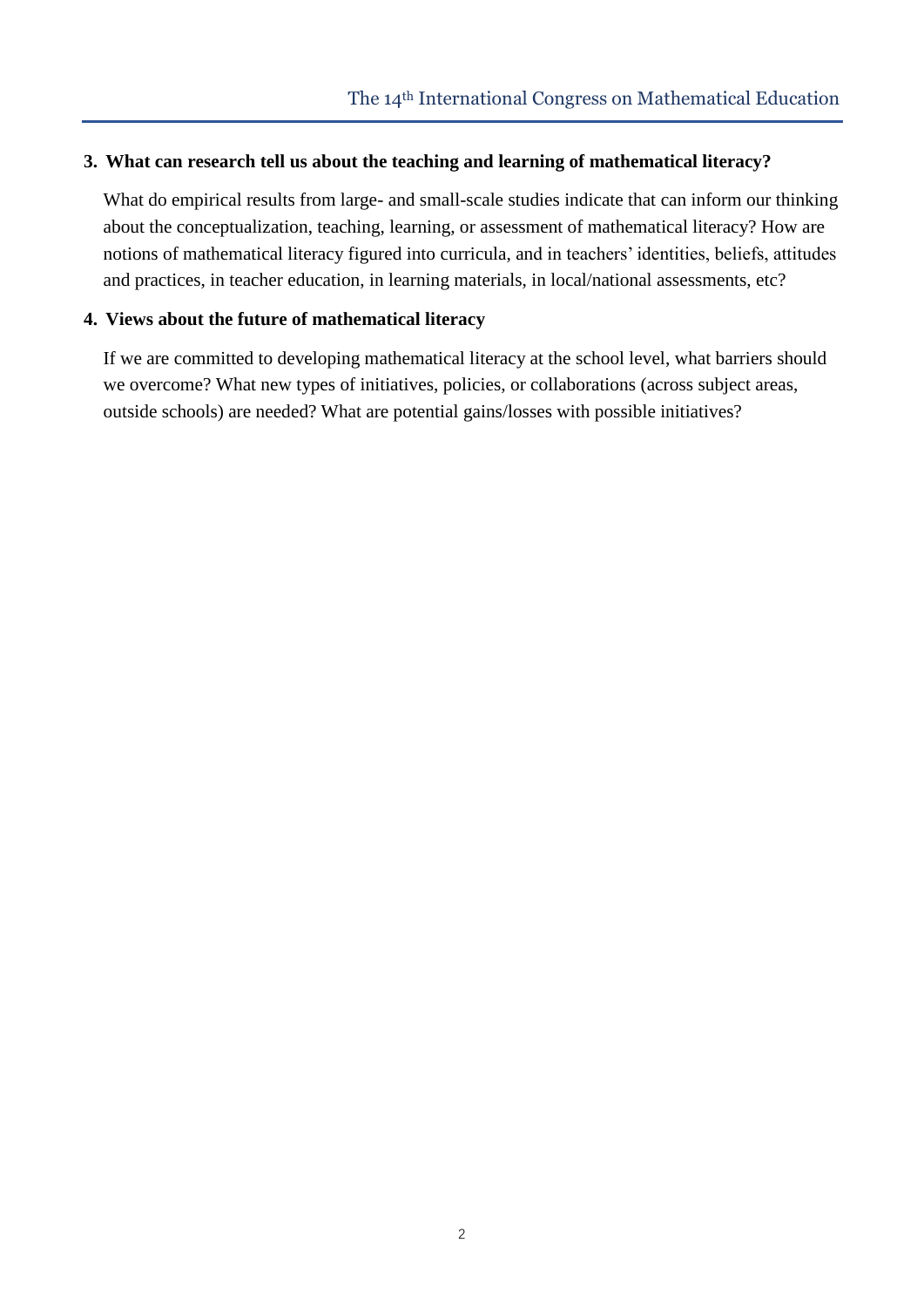### 3. What can research tell us about the teaching and learning of mathematical literacy?

What do empirical results from large- and small-scale studies indicate that can inform our thinking about the conceptualization, teaching, learning, or assessment of mathematical literacy? How are notions of mathematical literacy figured into curricula, and in teachers' identities, beliefs, attitudes and practices, in teacher education, in learning materials, in local/national assessments, etc?

### 4. Views about the future of mathematical literacy

If we are committed to developing mathematical literacy at the school level, what barriers should we overcome? What new types of initiatives, policies, or collaborations (across subject areas, outside schools) are needed? What are potential gains/losses with possible initiatives?